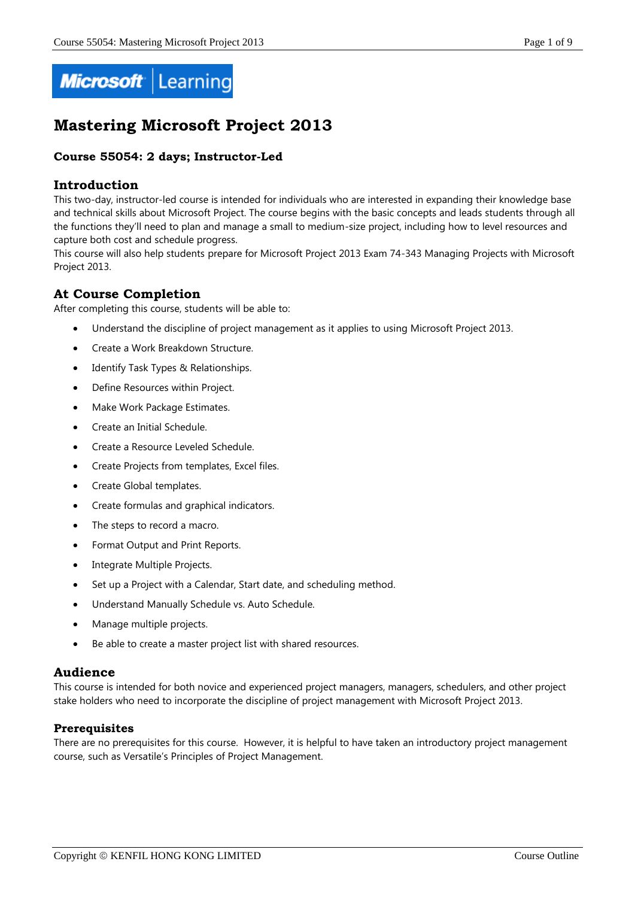# Mastering Microsoft Project 2013

### Course 55054: 2 days; Instructor-Led

## Introduction

This two-day, instructor-led course is intended for individuals who are interested in expanding their knowledge base and technical skills about Microsoft Project. The course begins with the basic concepts and leads students through all the functions they'll need to plan and manage a small to medium-size project, including how to level resources and capture both cost and schedule progress.
This course will also help students prepare for Microsoft Project 2013 Exam 74-343 Managing Projects with Microsoft Project 2013.

## At Course Completion

After completing this course, students will be able to:

- Understand the discipline of project management as it applies to using Microsoft Project 2013.
- Create a Work Breakdown Structure.
- Identify Task Types & Relationships.
- Define Resources within Project.
- Make Work Package Estimates.
- Create an Initial Schedule.
- Create a Resource Leveled Schedule.
- Create Projects from templates, Excel files.
- Create Global templates.
- Create formulas and graphical indicators.
- The steps to record a macro.
- Format Output and Print Reports.
- Integrate Multiple Projects.
- Set up a Project with a Calendar, Start date, and scheduling method.
- Understand Manually Schedule vs. Auto Schedule.
- Manage multiple projects.
- Be able to create a master project list with shared resources.

## Audience

This course is intended for both novice and experienced project managers, managers, schedulers, and other project stake holders who need to incorporate the discipline of project management with Microsoft Project 2013.

### Prerequisites

There are no prerequisites for this course. However, it is helpful to have taken an introductory project management course, such as Versatile's Principles of Project Management.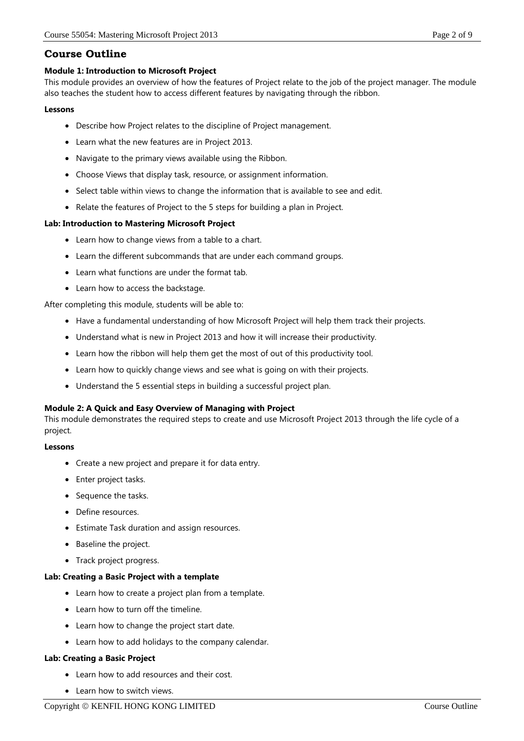## Course Outline

**Module 1: Introduction to Microsoft Project**

This module provides an overview of how the features of Project relate to the job of the project manager. The module also teaches the student how to access different features by navigating through the ribbon.

**Lessons**

- Describe how Project relates to the discipline of Project management.
- Learn what the new features are in Project 2013.
- Navigate to the primary views available using the Ribbon.
- Choose Views that display task, resource, or assignment information.
- Select table within views to change the information that is available to see and edit.
- Relate the features of Project to the 5 steps for building a plan in Project.

**Lab: Introduction to Mastering Microsoft Project**

- Learn how to change views from a table to a chart.
- Learn the different subcommands that are under each command groups.
- Learn what functions are under the format tab.
- Learn how to access the backstage.

After completing this module, students will be able to:

- Have a fundamental understanding of how Microsoft Project will help them track their projects.
- Understand what is new in Project 2013 and how it will increase their productivity.
- Learn how the ribbon will help them get the most of out of this productivity tool.
- Learn how to quickly change views and see what is going on with their projects.
- Understand the 5 essential steps in building a successful project plan.

**Module 2: A Quick and Easy Overview of Managing with Project**

This module demonstrates the required steps to create and use Microsoft Project 2013 through the life cycle of a project.

**Lessons**

- Create a new project and prepare it for data entry.
- Enter project tasks.
- Sequence the tasks.
- Define resources.
- Estimate Task duration and assign resources.
- Baseline the project.
- Track project progress.

**Lab: Creating a Basic Project with a template**

- Learn how to create a project plan from a template.
- Learn how to turn off the timeline.
- Learn how to change the project start date.
- Learn how to add holidays to the company calendar.

**Lab: Creating a Basic Project**

- Learn how to add resources and their cost.
- Learn how to switch views.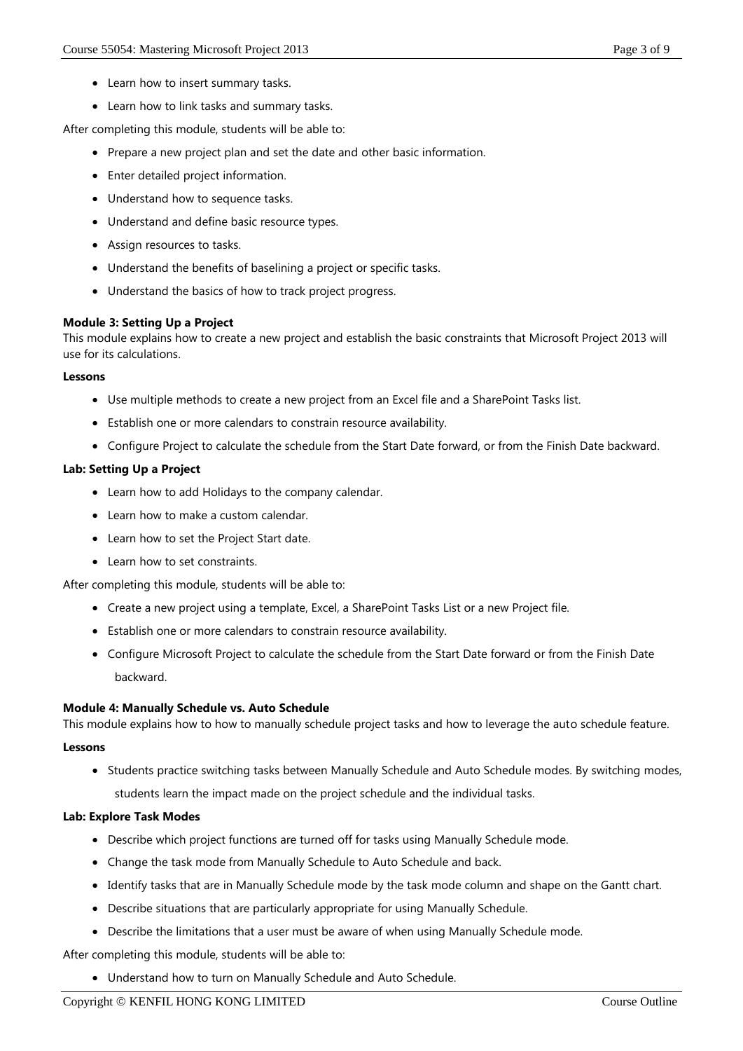- Learn how to insert summary tasks.
- Learn how to link tasks and summary tasks.

After completing this module, students will be able to:

- Prepare a new project plan and set the date and other basic information.
- Enter detailed project information.
- Understand how to sequence tasks.
- Understand and define basic resource types.
- Assign resources to tasks.
- Understand the benefits of baselining a project or specific tasks.
- Understand the basics of how to track project progress.

**Module 3: Setting Up a Project**

This module explains how to create a new project and establish the basic constraints that Microsoft Project 2013 will use for its calculations.

**Lessons**

- Use multiple methods to create a new project from an Excel file and a SharePoint Tasks list.
- Establish one or more calendars to constrain resource availability.
- Configure Project to calculate the schedule from the Start Date forward, or from the Finish Date backward.

**Lab: Setting Up a Project**

- Learn how to add Holidays to the company calendar.
- Learn how to make a custom calendar.
- Learn how to set the Project Start date.
- Learn how to set constraints.

After completing this module, students will be able to:

- Create a new project using a template, Excel, a SharePoint Tasks List or a new Project file.
- Establish one or more calendars to constrain resource availability.
- Configure Microsoft Project to calculate the schedule from the Start Date forward or from the Finish Date backward.

**Module 4: Manually Schedule vs. Auto Schedule**

This module explains how to how to manually schedule project tasks and how to leverage the auto schedule feature.

**Lessons**

- Students practice switching tasks between Manually Schedule and Auto Schedule modes. By switching modes, students learn the impact made on the project schedule and the individual tasks.

**Lab: Explore Task Modes**

- Describe which project functions are turned off for tasks using Manually Schedule mode.
- Change the task mode from Manually Schedule to Auto Schedule and back.
- Identify tasks that are in Manually Schedule mode by the task mode column and shape on the Gantt chart.
- Describe situations that are particularly appropriate for using Manually Schedule.
- Describe the limitations that a user must be aware of when using Manually Schedule mode.

After completing this module, students will be able to:

- Understand how to turn on Manually Schedule and Auto Schedule.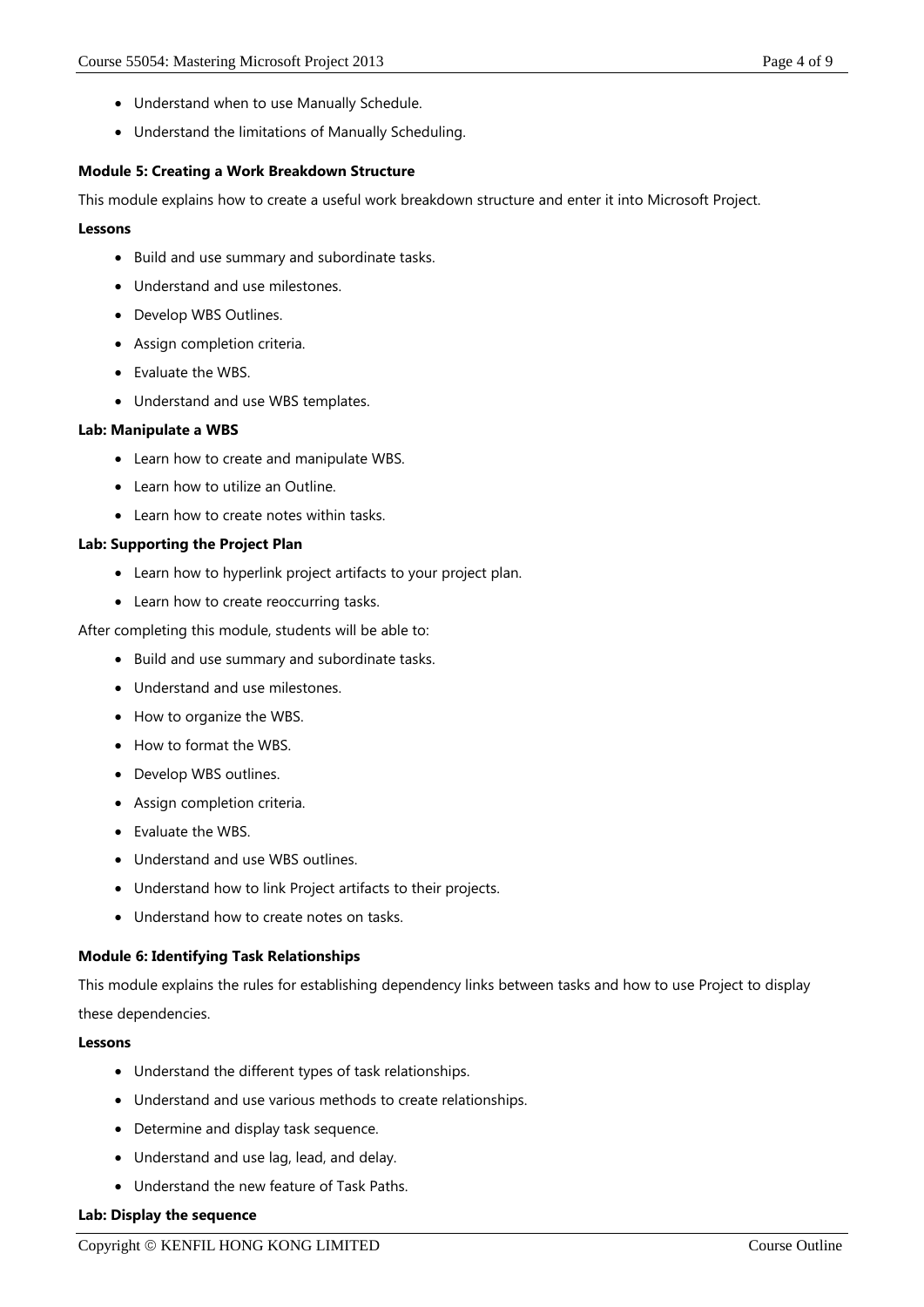- Understand when to use Manually Schedule.
- Understand the limitations of Manually Scheduling.

**Module 5: Creating a Work Breakdown Structure**

This module explains how to create a useful work breakdown structure and enter it into Microsoft Project.

**Lessons**

- Build and use summary and subordinate tasks.
- Understand and use milestones.
- Develop WBS Outlines.
- Assign completion criteria.
- Evaluate the WBS.
- Understand and use WBS templates.

**Lab: Manipulate a WBS**

- Learn how to create and manipulate WBS.
- Learn how to utilize an Outline.
- Learn how to create notes within tasks.

**Lab: Supporting the Project Plan**

- Learn how to hyperlink project artifacts to your project plan.
- Learn how to create reoccurring tasks.

After completing this module, students will be able to:

- Build and use summary and subordinate tasks.
- Understand and use milestones.
- How to organize the WBS.
- How to format the WBS.
- Develop WBS outlines.
- Assign completion criteria.
- Evaluate the WBS.
- Understand and use WBS outlines.
- Understand how to link Project artifacts to their projects.
- Understand how to create notes on tasks.

**Module 6: Identifying Task Relationships**

This module explains the rules for establishing dependency links between tasks and how to use Project to display these dependencies.

**Lessons**

- Understand the different types of task relationships.
- Understand and use various methods to create relationships.
- Determine and display task sequence.
- Understand and use lag, lead, and delay.
- Understand the new feature of Task Paths.

**Lab: Display the sequence**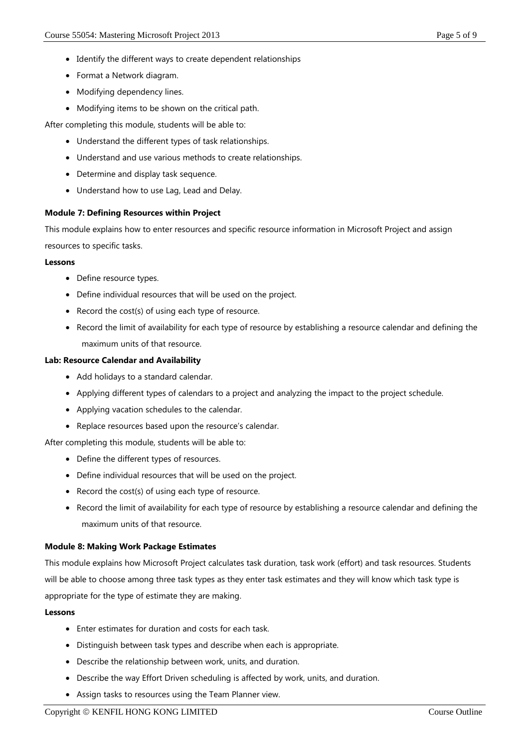- Identify the different ways to create dependent relationships
- Format a Network diagram.
- Modifying dependency lines.
- Modifying items to be shown on the critical path.

After completing this module, students will be able to:

- Understand the different types of task relationships.
- Understand and use various methods to create relationships.
- Determine and display task sequence.
- Understand how to use Lag, Lead and Delay.

**Module 7: Defining Resources within Project**

This module explains how to enter resources and specific resource information in Microsoft Project and assign resources to specific tasks.

**Lessons**

- Define resource types.
- Define individual resources that will be used on the project.
- Record the cost(s) of using each type of resource.
- Record the limit of availability for each type of resource by establishing a resource calendar and defining the maximum units of that resource.

**Lab: Resource Calendar and Availability**

- Add holidays to a standard calendar.
- Applying different types of calendars to a project and analyzing the impact to the project schedule.
- Applying vacation schedules to the calendar.
- Replace resources based upon the resource's calendar.

After completing this module, students will be able to:

- Define the different types of resources.
- Define individual resources that will be used on the project.
- Record the cost(s) of using each type of resource.
- Record the limit of availability for each type of resource by establishing a resource calendar and defining the maximum units of that resource.

**Module 8: Making Work Package Estimates**

This module explains how Microsoft Project calculates task duration, task work (effort) and task resources. Students will be able to choose among three task types as they enter task estimates and they will know which task type is appropriate for the type of estimate they are making.

**Lessons**

- Enter estimates for duration and costs for each task.
- Distinguish between task types and describe when each is appropriate.
- Describe the relationship between work, units, and duration.
- Describe the way Effort Driven scheduling is affected by work, units, and duration.
- Assign tasks to resources using the Team Planner view.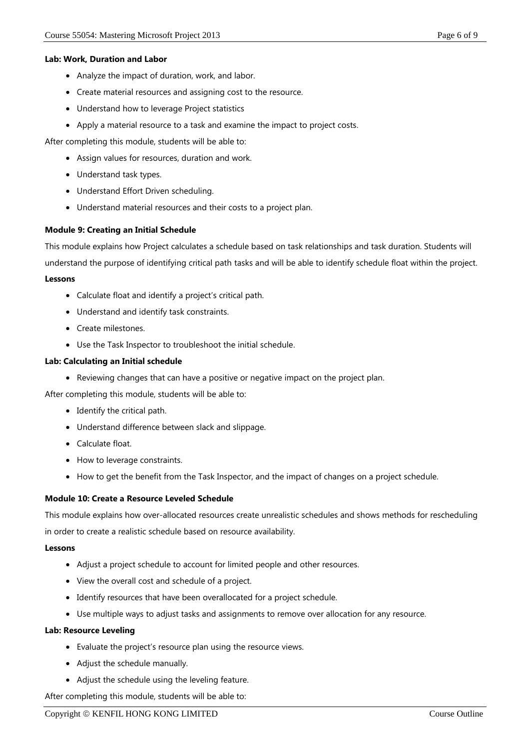**Lab: Work, Duration and Labor**

- Analyze the impact of duration, work, and labor.
- Create material resources and assigning cost to the resource.
- Understand how to leverage Project statistics
- Apply a material resource to a task and examine the impact to project costs.

After completing this module, students will be able to:

- Assign values for resources, duration and work.
- Understand task types.
- Understand Effort Driven scheduling.
- Understand material resources and their costs to a project plan.

**Module 9: Creating an Initial Schedule**

This module explains how Project calculates a schedule based on task relationships and task duration. Students will understand the purpose of identifying critical path tasks and will be able to identify schedule float within the project.

**Lessons**

- Calculate float and identify a project's critical path.
- Understand and identify task constraints.
- Create milestones.
- Use the Task Inspector to troubleshoot the initial schedule.

**Lab: Calculating an Initial schedule**

- Reviewing changes that can have a positive or negative impact on the project plan.

After completing this module, students will be able to:

- Identify the critical path.
- Understand difference between slack and slippage.
- Calculate float.
- How to leverage constraints.
- How to get the benefit from the Task Inspector, and the impact of changes on a project schedule.

**Module 10: Create a Resource Leveled Schedule**

This module explains how over-allocated resources create unrealistic schedules and shows methods for rescheduling in order to create a realistic schedule based on resource availability.

**Lessons**

- Adjust a project schedule to account for limited people and other resources.
- View the overall cost and schedule of a project.
- Identify resources that have been overallocated for a project schedule.
- Use multiple ways to adjust tasks and assignments to remove over allocation for any resource.

**Lab: Resource Leveling**

- Evaluate the project's resource plan using the resource views.
- Adjust the schedule manually.
- Adjust the schedule using the leveling feature.

After completing this module, students will be able to: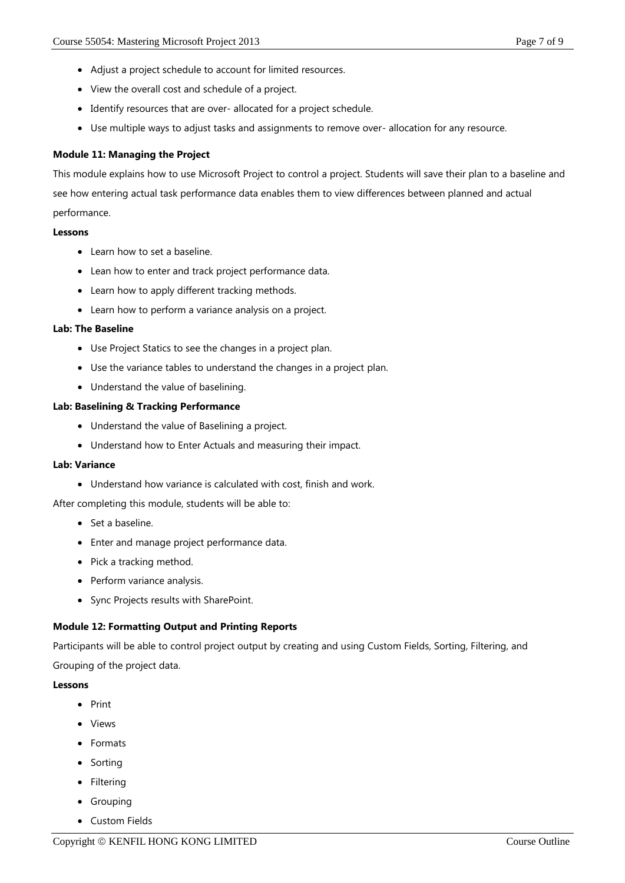- Adjust a project schedule to account for limited resources.
- View the overall cost and schedule of a project.
- Identify resources that are over- allocated for a project schedule.
- Use multiple ways to adjust tasks and assignments to remove over- allocation for any resource.

**Module 11: Managing the Project**

This module explains how to use Microsoft Project to control a project. Students will save their plan to a baseline and see how entering actual task performance data enables them to view differences between planned and actual performance.

**Lessons**

- Learn how to set a baseline.
- Lean how to enter and track project performance data.
- Learn how to apply different tracking methods.
- Learn how to perform a variance analysis on a project.

**Lab: The Baseline**

- Use Project Statics to see the changes in a project plan.
- Use the variance tables to understand the changes in a project plan.
- Understand the value of baselining.

**Lab: Baselining & Tracking Performance**

- Understand the value of Baselining a project.
- Understand how to Enter Actuals and measuring their impact.

**Lab: Variance**

- Understand how variance is calculated with cost, finish and work.

After completing this module, students will be able to:

- Set a baseline.
- Enter and manage project performance data.
- Pick a tracking method.
- Perform variance analysis.
- Sync Projects results with SharePoint.

**Module 12: Formatting Output and Printing Reports**

Participants will be able to control project output by creating and using Custom Fields, Sorting, Filtering, and Grouping of the project data.

**Lessons**

- Print
- Views
- Formats
- Sorting
- Filtering
- Grouping
- Custom Fields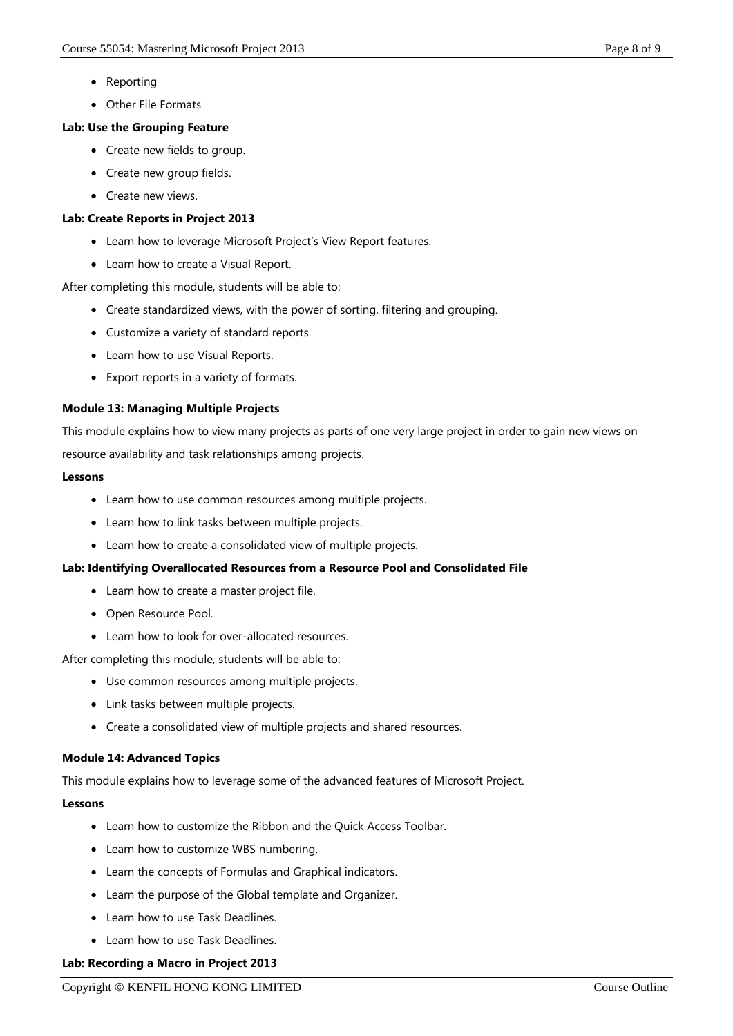- Reporting
- Other File Formats

**Lab: Use the Grouping Feature**

- Create new fields to group.
- Create new group fields.
- Create new views.

**Lab: Create Reports in Project 2013**

- Learn how to leverage Microsoft Project's View Report features.
- Learn how to create a Visual Report.

After completing this module, students will be able to:

- Create standardized views, with the power of sorting, filtering and grouping.
- Customize a variety of standard reports.
- Learn how to use Visual Reports.
- Export reports in a variety of formats.

**Module 13: Managing Multiple Projects**

This module explains how to view many projects as parts of one very large project in order to gain new views on resource availability and task relationships among projects.

**Lessons**

- Learn how to use common resources among multiple projects.
- Learn how to link tasks between multiple projects.
- Learn how to create a consolidated view of multiple projects.

**Lab: Identifying Overallocated Resources from a Resource Pool and Consolidated File**

- Learn how to create a master project file.
- Open Resource Pool.
- Learn how to look for over-allocated resources.

After completing this module, students will be able to:

- Use common resources among multiple projects.
- Link tasks between multiple projects.
- Create a consolidated view of multiple projects and shared resources.

**Module 14: Advanced Topics**

This module explains how to leverage some of the advanced features of Microsoft Project.

**Lessons**

- Learn how to customize the Ribbon and the Quick Access Toolbar.
- Learn how to customize WBS numbering.
- Learn the concepts of Formulas and Graphical indicators.
- Learn the purpose of the Global template and Organizer.
- Learn how to use Task Deadlines.
- Learn how to use Task Deadlines.

**Lab: Recording a Macro in Project 2013**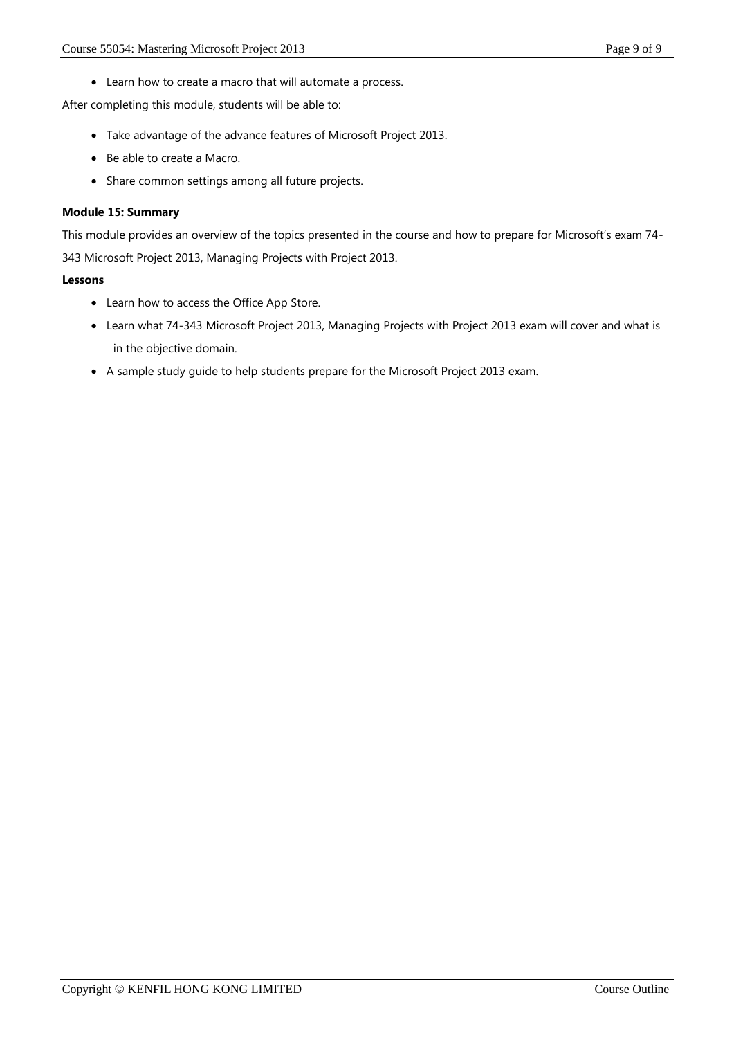- Learn how to create a macro that will automate a process.

After completing this module, students will be able to:

- Take advantage of the advance features of Microsoft Project 2013.
- Be able to create a Macro.
- Share common settings among all future projects.

**Module 15: Summary**

This module provides an overview of the topics presented in the course and how to prepare for Microsoft's exam 74-343 Microsoft Project 2013, Managing Projects with Project 2013.

**Lessons**

- Learn how to access the Office App Store.
- Learn what 74-343 Microsoft Project 2013, Managing Projects with Project 2013 exam will cover and what is in the objective domain.
- A sample study guide to help students prepare for the Microsoft Project 2013 exam.